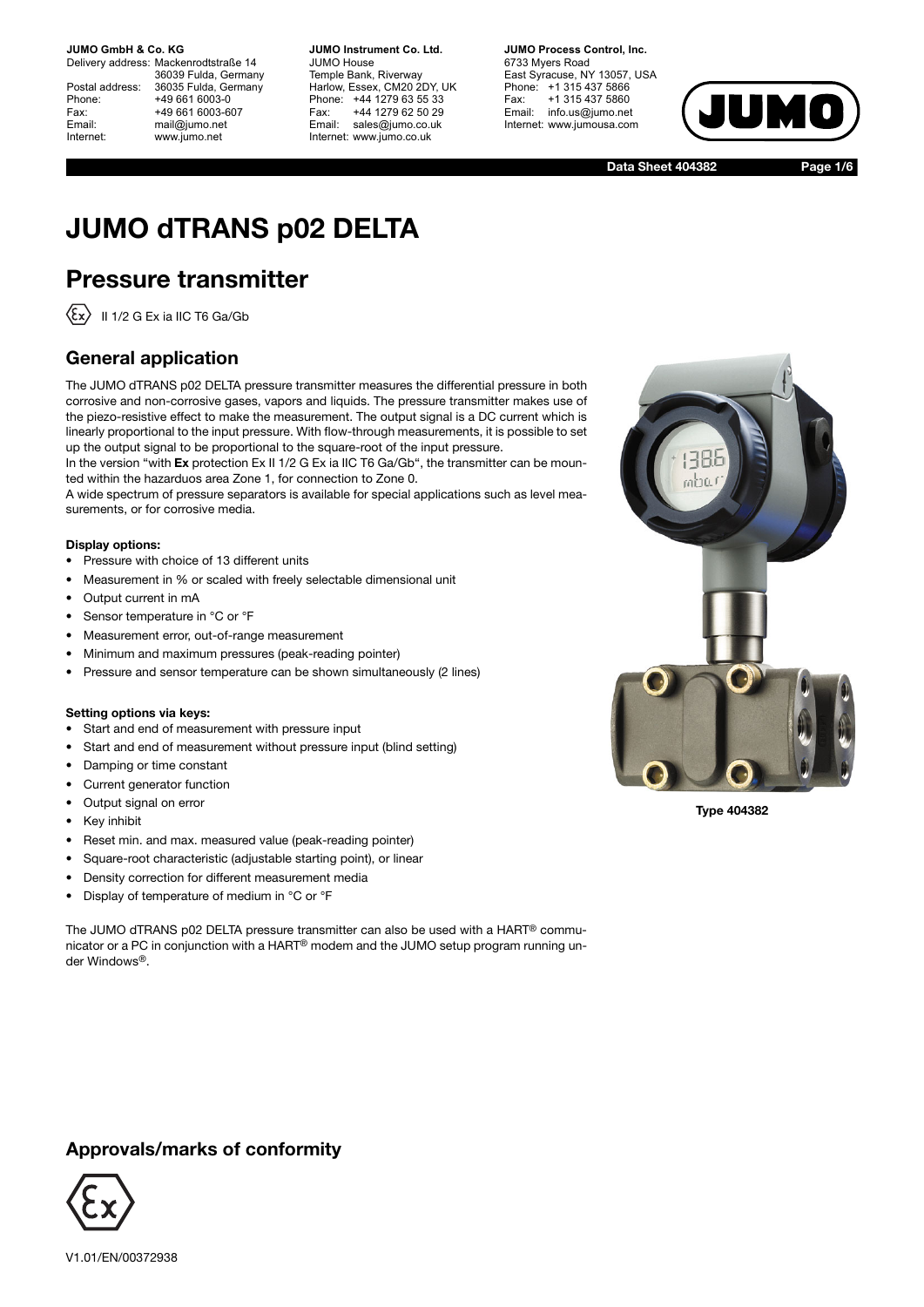**JUMO GmbH & Co. KG**
Delivery address: Mackenrodtstraße 14
36039 Fulda, Germany
Postal address: 36035 Fulda, Germany
Phone: +49 661 6003-0
Fax: +49 661 6003-607
Email: mail@jumo.net
Internet: www.jumo.net

**JUMO Instrument Co. Ltd.**
JUMO House
Temple Bank, Riverway
Harlow, Essex, CM20 2DY, UK
Phone: +44 1279 63 55 33
Fax: +44 1279 62 50 29
Email: sales@jumo.co.uk
Internet: www.jumo.co.uk

**JUMO Process Control, Inc.**
6733 Myers Road
East Syracuse, NY 13057, USA
Phone: +1 315 437 5866
Fax: +1 315 437 5860
Email: info.us@jumo.net
Internet: www.jumousa.com

**Data Sheet 404382**

# JUMO dTRANS p02 DELTA

## Pressure transmitter

II 1/2 G Ex ia IIC T6 Ga/Gb

### General application

The JUMO dTRANS p02 DELTA pressure transmitter measures the differential pressure in both corrosive and non-corrosive gases, vapors and liquids. The pressure transmitter makes use of the piezo-resistive effect to make the measurement. The output signal is a DC current which is linearly proportional to the input pressure. With flow-through measurements, it is possible to set up the output signal to be proportional to the square-root of the input pressure.

In the version "with **Ex** protection Ex II 1/2 G Ex ia IIC T6 Ga/Gb", the transmitter can be mounted within the hazarduos area Zone 1, for connection to Zone 0.

A wide spectrum of pressure separators is available for special applications such as level measurements, or for corrosive media.

#### Display options:

- Pressure with choice of 13 different units
- Measurement in % or scaled with freely selectable dimensional unit
- Output current in mA
- Sensor temperature in °C or °F
- Measurement error, out-of-range measurement
- Minimum and maximum pressures (peak-reading pointer)
- Pressure and sensor temperature can be shown simultaneously (2 lines)

#### Setting options via keys:

- Start and end of measurement with pressure input
- Start and end of measurement without pressure input (blind setting)
- Damping or time constant
- Current generator function
- Output signal on error
- Key inhibit
- Reset min. and max. measured value (peak-reading pointer)
- Square-root characteristic (adjustable starting point), or linear
- Density correction for different measurement media
- Display of temperature of medium in °C or °F

The JUMO dTRANS p02 DELTA pressure transmitter can also be used with a HART® communicator or a PC in conjunction with a HART® modem and the JUMO setup program running under Windows®.

**Type 404382**

### Approvals/marks of conformity

V1.01/EN/00372938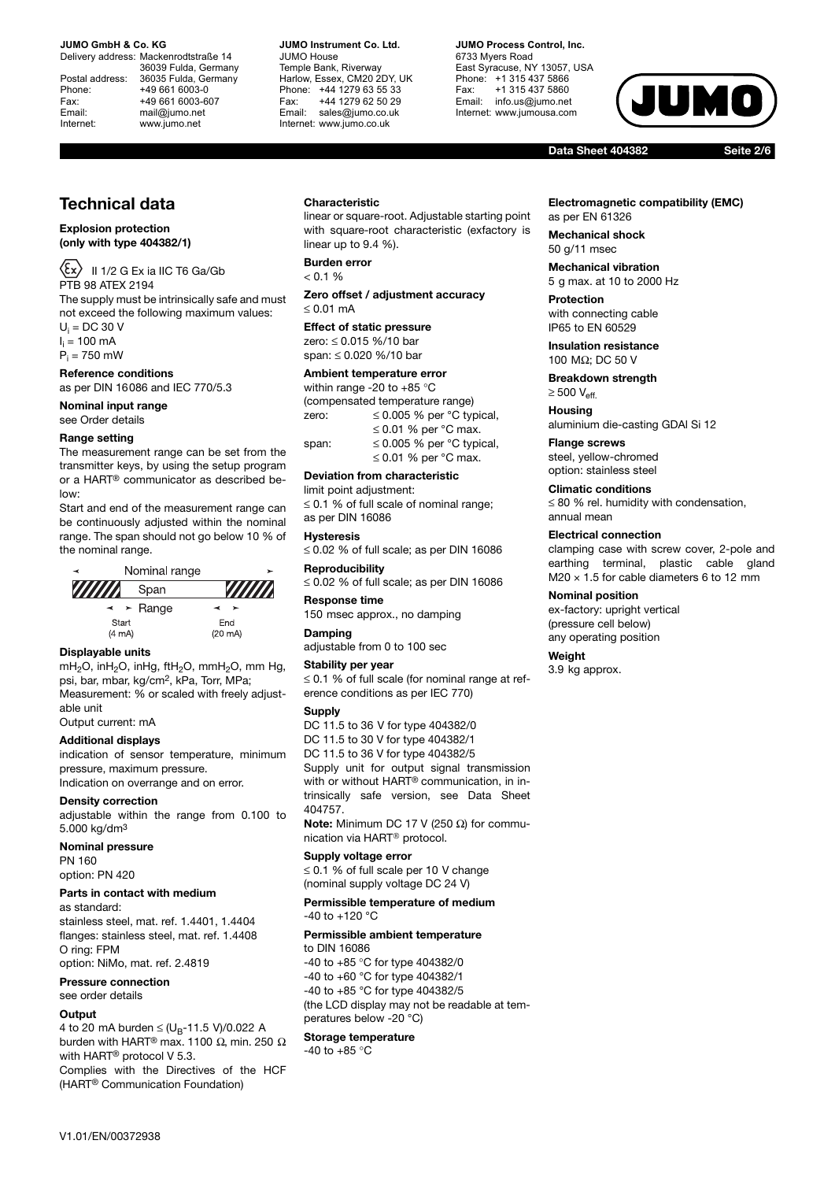## Technical data

**Explosion protection (only with type 404382/1)**

II 1/2 G Ex ia IIC T6 Ga/Gb
PTB 98 ATEX 2194

The supply must be intrinsically safe and must not exceed the following maximum values:
$U_i$ = DC 30 V
$I_i$ = 100 mA
$P_i$ = 750 mW

**Reference conditions**
as per DIN 16086 and IEC 770/5.3

**Nominal input range**
see Order details

**Range setting**
The measurement range can be set from the transmitter keys, by using the setup program or a HART® communicator as described below:
Start and end of the measurement range can be continuously adjusted within the nominal range. The span should not go below 10 % of the nominal range.

Nominal range
Span
Range
Start (4 mA) End (20 mA)

**Displayable units**
$mH_2O$, $inH_2O$, inHg, $ftH_2O$, $mmH_2O$, mm Hg, psi, bar, mbar, kg/cm², kPa, Torr, MPa;
Measurement: % or scaled with freely adjustable unit
Output current: mA

**Additional displays**
indication of sensor temperature, minimum pressure, maximum pressure.
Indication on overrange and on error.

**Density correction**
adjustable within the range from 0.100 to 5.000 kg/dm³

**Nominal pressure**
PN 160
option: PN 420

**Parts in contact with medium**
as standard:
stainless steel, mat. ref. 1.4401, 1.4404
flanges: stainless steel, mat. ref. 1.4408
O ring: FPM
option: NiMo, mat. ref. 2.4819

**Pressure connection**
see order details

**Output**
4 to 20 mA burden ≤ ($U_B$-11.5 V)/0.022 A
burden with HART® max. 1100 Ω, min. 250 Ω
with HART® protocol V 5.3.
Complies with the Directives of the HCF (HART® Communication Foundation)

**Characteristic**
linear or square-root. Adjustable starting point with square-root characteristic (exfactory is linear up to 9.4 %).

**Burden error**
< 0.1 %

**Zero offset / adjustment accuracy**
≤ 0.01 mA

**Effect of static pressure**
zero: ≤ 0.015 %/10 bar
span: ≤ 0.020 %/10 bar

**Ambient temperature error**
within range -20 to +85 °C
(compensated temperature range)
zero: ≤ 0.005 % per °C typical,
≤ 0.01 % per °C max.
span: ≤ 0.005 % per °C typical,
≤ 0.01 % per °C max.

**Deviation from characteristic**
limit point adjustment:
≤ 0.1 % of full scale of nominal range;
as per DIN 16086

**Hysteresis**
≤ 0.02 % of full scale; as per DIN 16086

**Reproducibility**
≤ 0.02 % of full scale; as per DIN 16086

**Response time**
150 msec approx., no damping

**Damping**
adjustable from 0 to 100 sec

**Stability per year**
≤ 0.1 % of full scale (for nominal range at reference conditions as per IEC 770)

**Supply**
DC 11.5 to 36 V for type 404382/0
DC 11.5 to 30 V for type 404382/1
DC 11.5 to 36 V for type 404382/5
Supply unit for output signal transmission with or without HART® communication, in intrinsically safe version, see Data Sheet 404757.
**Note:** Minimum DC 17 V (250 Ω) for communication via HART® protocol.

**Supply voltage error**
≤ 0.1 % of full scale per 10 V change (nominal supply voltage DC 24 V)

**Permissible temperature of medium**
-40 to +120 °C

**Permissible ambient temperature**
to DIN 16086
-40 to +85 °C for type 404382/0
-40 to +60 °C for type 404382/1
-40 to +85 °C for type 404382/5
(the LCD display may not be readable at temperatures below -20 °C)

**Storage temperature**
-40 to +85 °C

**Electromagnetic compatibility (EMC)**
as per EN 61326

**Mechanical shock**
50 g/11 msec

**Mechanical vibration**
5 g max. at 10 to 2000 Hz

**Protection**
with connecting cable
IP65 to EN 60529

**Insulation resistance**
100 MΩ; DC 50 V

**Breakdown strength**
≥ 500 $V_{eff.}$

**Housing**
aluminium die-casting GDAl Si 12

**Flange screws**
steel, yellow-chromed
option: stainless steel

**Climatic conditions**
≤ 80 % rel. humidity with condensation, annual mean

**Electrical connection**
clamping case with screw cover, 2-pole and earthing terminal, plastic cable gland M20 × 1.5 for cable diameters 6 to 12 mm

**Nominal position**
ex-factory: upright vertical
(pressure cell below)
any operating position

**Weight**
3.9 kg approx.

V1.01/EN/00372938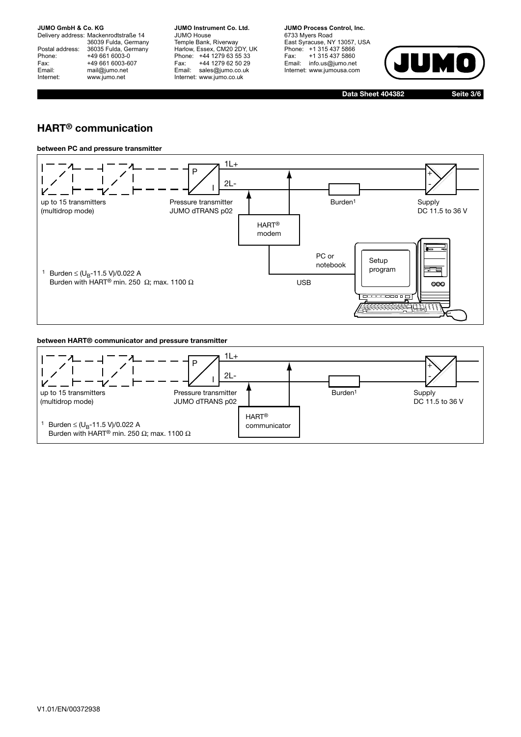## HART® communication

**between PC and pressure transmitter**

up to 15 transmitters
(multidrop mode)

Pressure transmitter
JUMO dTRANS p02

P
I
1L+
2L-

HART®
modem

Burden[1]

Supply
DC 11.5 to 36 V

PC or
notebook

Setup
program

USB

[1] Burden ≤ $(U_B$-11.5 V)/0.022 A
Burden with HART® min. 250 Ω; max. 1100 Ω

**between HART® communicator and pressure transmitter**

up to 15 transmitters
(multidrop mode)

Pressure transmitter
JUMO dTRANS p02

P
I
1L+
2L-

HART®
communicator

Burden[1]

Supply
DC 11.5 to 36 V

[1] Burden ≤ $(U_B$-11.5 V)/0.022 A
Burden with HART® min. 250 Ω; max. 1100 Ω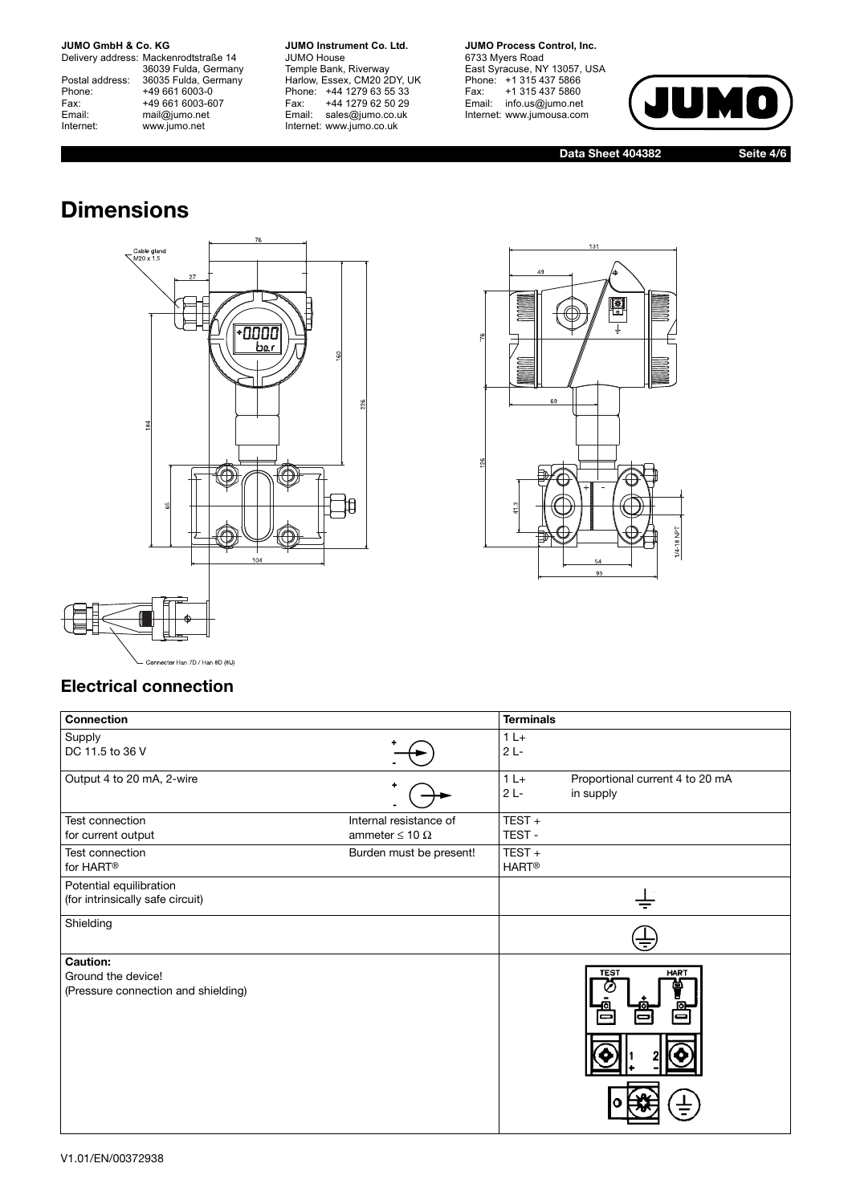# Dimensions

Cable gland M20 x 1.5

76

27

160

226

184

65

104

Connector Han 7D / Han 8D (8U)

131

49

76

69

126

41.3

54

93

1/4-18 NPT

## Electrical connection

| Connection | | Terminals |
|---|---|---|
| Supply<br>DC 11.5 to 36 V | | 1 L+<br>2 L- |
| Output 4 to 20 mA, 2-wire | | 1 L+ Proportional current 4 to 20 mA<br>2 L- in supply |
| Test connection<br>for current output | Internal resistance of<br>ammeter ≤ 10 Ω | TEST +<br>TEST - |
| Test connection<br>for HART® | Burden must be present! | TEST +<br>HART® |
| Potential equilibration<br>(for intrinsically safe circuit) | | |
| Shielding | | |
| **Caution:**<br>Ground the device!<br>(Pressure connection and shielding) | | TEST HART<br>1 2 |

V1.01/EN/00372938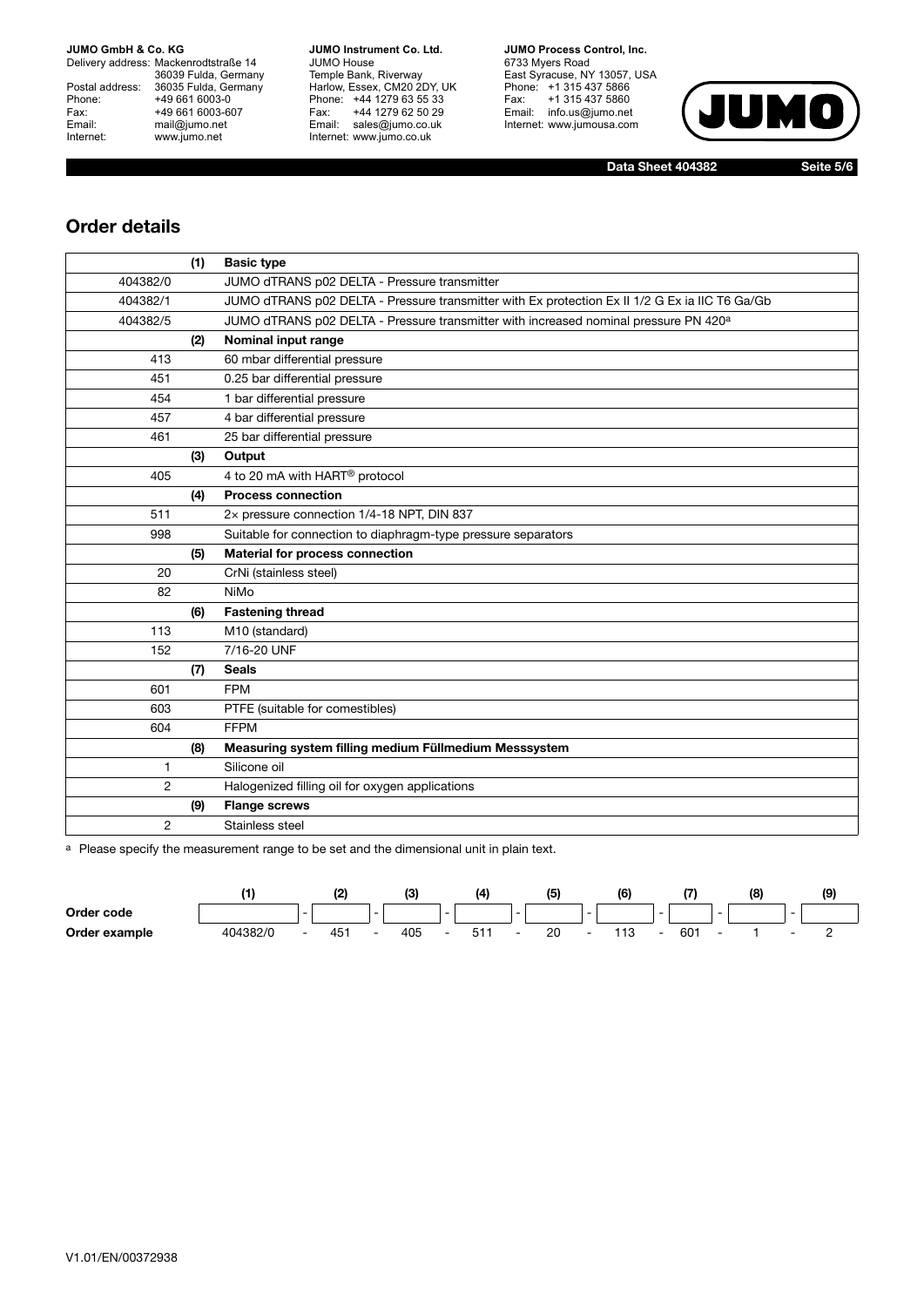## Order details

| | | |
|---|---|---|
| | **(1)** | **Basic type** |
| 404382/0 | | JUMO dTRANS p02 DELTA - Pressure transmitter |
| 404382/1 | | JUMO dTRANS p02 DELTA - Pressure transmitter with Ex protection Ex II 1/2 G Ex ia IIC T6 Ga/Gb |
| 404382/5 | | JUMO dTRANS p02 DELTA - Pressure transmitter with increased nominal pressure PN 420[a] |
| | **(2)** | **Nominal input range** |
| 413 | | 60 mbar differential pressure |
| 451 | | 0.25 bar differential pressure |
| 454 | | 1 bar differential pressure |
| 457 | | 4 bar differential pressure |
| 461 | | 25 bar differential pressure |
| | **(3)** | **Output** |
| 405 | | 4 to 20 mA with HART® protocol |
| | **(4)** | **Process connection** |
| 511 | | 2× pressure connection 1/4-18 NPT, DIN 837 |
| 998 | | Suitable for connection to diaphragm-type pressure separators |
| | **(5)** | **Material for process connection** |
| 20 | | CrNi (stainless steel) |
| 82 | | NiMo |
| | **(6)** | **Fastening thread** |
| 113 | | M10 (standard) |
| 152 | | 7/16-20 UNF |
| | **(7)** | **Seals** |
| 601 | | FPM |
| 603 | | PTFE (suitable for comestibles) |
| 604 | | FFPM |
| | **(8)** | **Measuring system filling medium Füllmedium Messsystem** |
| 1 | | Silicone oil |
| 2 | | Halogenized filling oil for oxygen applications |
| | **(9)** | **Flange screws** |
| 2 | | Stainless steel |

[a] Please specify the measurement range to be set and the dimensional unit in plain text.

| | (1) | | (2) | | (3) | | (4) | | (5) | | (6) | | (7) | | (8) | | (9) |
|---|---|---|---|---|---|---|---|---|---|---|---|---|---|---|---|---|---|
| **Order code** | | - | | - | | - | | - | | - | | - | | - | | - | |
| **Order example** | 404382/0 | - | 451 | - | 405 | - | 511 | - | 20 | - | 113 | - | 601 | - | 1 | - | 2 |

V1.01/EN/00372938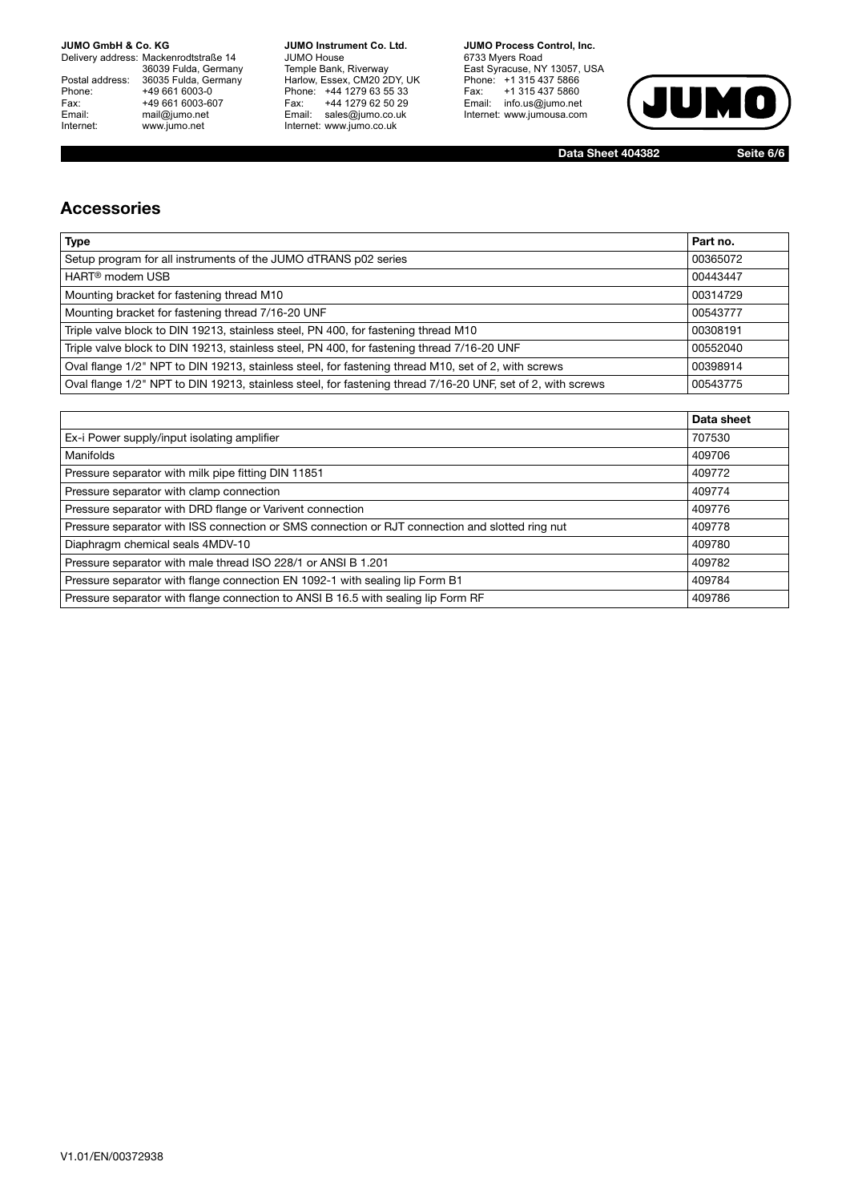## Accessories

| Type | Part no. |
|---|---|
| Setup program for all instruments of the JUMO dTRANS p02 series | 00365072 |
| HART® modem USB | 00443447 |
| Mounting bracket for fastening thread M10 | 00314729 |
| Mounting bracket for fastening thread 7/16-20 UNF | 00543777 |
| Triple valve block to DIN 19213, stainless steel, PN 400, for fastening thread M10 | 00308191 |
| Triple valve block to DIN 19213, stainless steel, PN 400, for fastening thread 7/16-20 UNF | 00552040 |
| Oval flange 1/2" NPT to DIN 19213, stainless steel, for fastening thread M10, set of 2, with screws | 00398914 |
| Oval flange 1/2" NPT to DIN 19213, stainless steel, for fastening thread 7/16-20 UNF, set of 2, with screws | 00543775 |

| | Data sheet |
|---|---|
| Ex-i Power supply/input isolating amplifier | 707530 |
| Manifolds | 409706 |
| Pressure separator with milk pipe fitting DIN 11851 | 409772 |
| Pressure separator with clamp connection | 409774 |
| Pressure separator with DRD flange or Varivent connection | 409776 |
| Pressure separator with ISS connection or SMS connection or RJT connection and slotted ring nut | 409778 |
| Diaphragm chemical seals 4MDV-10 | 409780 |
| Pressure separator with male thread ISO 228/1 or ANSI B 1.201 | 409782 |
| Pressure separator with flange connection EN 1092-1 with sealing lip Form B1 | 409784 |
| Pressure separator with flange connection to ANSI B 16.5 with sealing lip Form RF | 409786 |